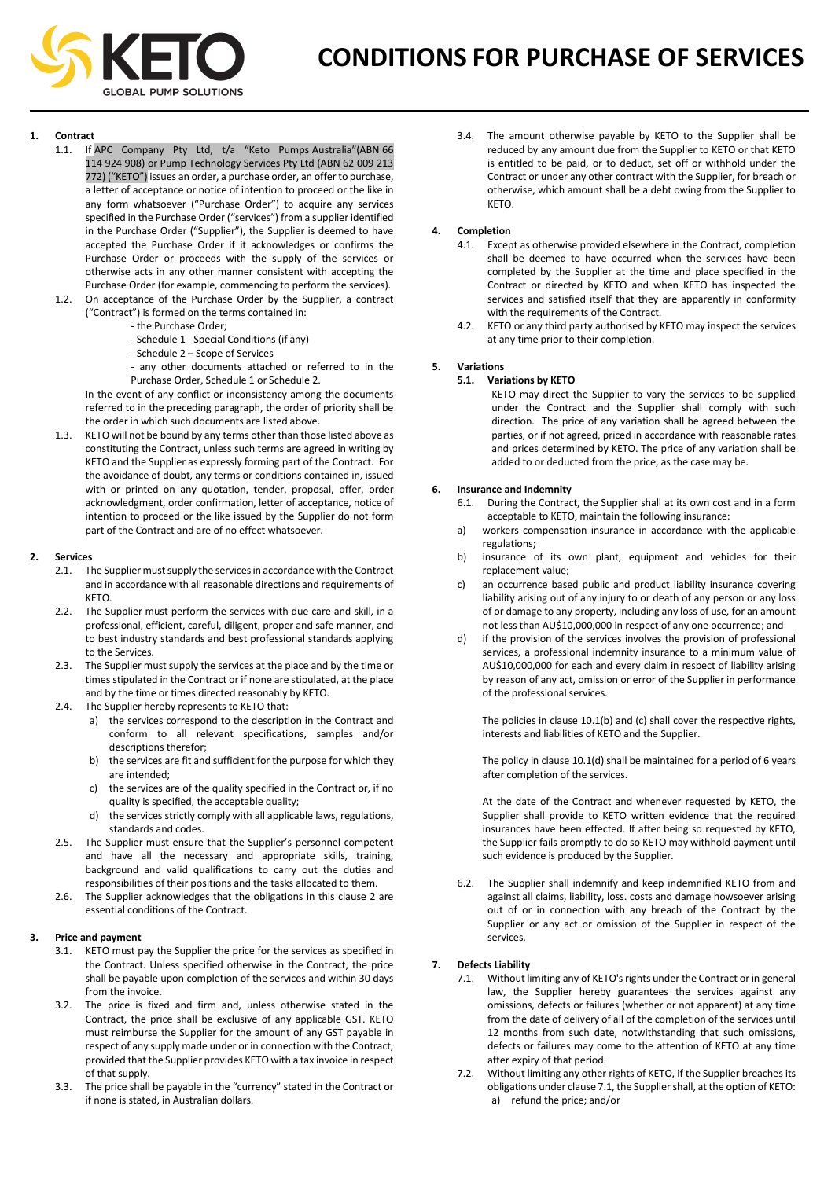# CONDITIONS FOR PURCHASE OF SERVICES

**1. Contract**

1.1. If APC Company Pty Ltd, t/a "Keto Pumps Australia"(ABN 66 114 924 908) or Pump Technology Services Pty Ltd (ABN 62 009 213 772) ("KETO") issues an order, a purchase order, an offer to purchase, a letter of acceptance or notice of intention to proceed or the like in any form whatsoever ("Purchase Order") to acquire any services specified in the Purchase Order ("services") from a supplier identified in the Purchase Order ("Supplier"), the Supplier is deemed to have accepted the Purchase Order if it acknowledges or confirms the Purchase Order or proceeds with the supply of the services or otherwise acts in any other manner consistent with accepting the Purchase Order (for example, commencing to perform the services).

1.2. On acceptance of the Purchase Order by the Supplier, a contract ("Contract") is formed on the terms contained in:

- the Purchase Order;
- Schedule 1 - Special Conditions (if any)
- Schedule 2 – Scope of Services
- any other documents attached or referred to in the Purchase Order, Schedule 1 or Schedule 2.

In the event of any conflict or inconsistency among the documents referred to in the preceding paragraph, the order of priority shall be the order in which such documents are listed above.

1.3. KETO will not be bound by any terms other than those listed above as constituting the Contract, unless such terms are agreed in writing by KETO and the Supplier as expressly forming part of the Contract. For the avoidance of doubt, any terms or conditions contained in, issued with or printed on any quotation, tender, proposal, offer, order acknowledgment, order confirmation, letter of acceptance, notice of intention to proceed or the like issued by the Supplier do not form part of the Contract and are of no effect whatsoever.

**2. Services**

2.1. The Supplier must supply the services in accordance with the Contract and in accordance with all reasonable directions and requirements of KETO.

2.2. The Supplier must perform the services with due care and skill, in a professional, efficient, careful, diligent, proper and safe manner, and to best industry standards and best professional standards applying to the Services.

2.3. The Supplier must supply the services at the place and by the time or times stipulated in the Contract or if none are stipulated, at the place and by the time or times directed reasonably by KETO.

2.4. The Supplier hereby represents to KETO that:

a) the services correspond to the description in the Contract and conform to all relevant specifications, samples and/or descriptions therefor;
b) the services are fit and sufficient for the purpose for which they are intended;
c) the services are of the quality specified in the Contract or, if no quality is specified, the acceptable quality;
d) the services strictly comply with all applicable laws, regulations, standards and codes.

2.5. The Supplier must ensure that the Supplier's personnel competent and have all the necessary and appropriate skills, training, background and valid qualifications to carry out the duties and responsibilities of their positions and the tasks allocated to them.

2.6. The Supplier acknowledges that the obligations in this clause 2 are essential conditions of the Contract.

**3. Price and payment**

3.1. KETO must pay the Supplier the price for the services as specified in the Contract. Unless specified otherwise in the Contract, the price shall be payable upon completion of the services and within 30 days from the invoice.

3.2. The price is fixed and firm and, unless otherwise stated in the Contract, the price shall be exclusive of any applicable GST. KETO must reimburse the Supplier for the amount of any GST payable in respect of any supply made under or in connection with the Contract, provided that the Supplier provides KETO with a tax invoice in respect of that supply.

3.3. The price shall be payable in the "currency" stated in the Contract or if none is stated, in Australian dollars.

3.4. The amount otherwise payable by KETO to the Supplier shall be reduced by any amount due from the Supplier to KETO or that KETO is entitled to be paid, or to deduct, set off or withhold under the Contract or under any other contract with the Supplier, for breach or otherwise, which amount shall be a debt owing from the Supplier to KETO.

**4. Completion**

4.1. Except as otherwise provided elsewhere in the Contract, completion shall be deemed to have occurred when the services have been completed by the Supplier at the time and place specified in the Contract or directed by KETO and when KETO has inspected the services and satisfied itself that they are apparently in conformity with the requirements of the Contract.

4.2. KETO or any third party authorised by KETO may inspect the services at any time prior to their completion.

**5. Variations**

**5.1. Variations by KETO**

KETO may direct the Supplier to vary the services to be supplied under the Contract and the Supplier shall comply with such direction. The price of any variation shall be agreed between the parties, or if not agreed, priced in accordance with reasonable rates and prices determined by KETO. The price of any variation shall be added to or deducted from the price, as the case may be.

**6. Insurance and Indemnity**

6.1. During the Contract, the Supplier shall at its own cost and in a form acceptable to KETO, maintain the following insurance:

a) workers compensation insurance in accordance with the applicable regulations;
b) insurance of its own plant, equipment and vehicles for their replacement value;
c) an occurrence based public and product liability insurance covering liability arising out of any injury to or death of any person or any loss of or damage to any property, including any loss of use, for an amount not less than AU$10,000,000 in respect of any one occurrence; and
d) if the provision of the services involves the provision of professional services, a professional indemnity insurance to a minimum value of AU$10,000,000 for each and every claim in respect of liability arising by reason of any act, omission or error of the Supplier in performance of the professional services.

The policies in clause 10.1(b) and (c) shall cover the respective rights, interests and liabilities of KETO and the Supplier.

The policy in clause 10.1(d) shall be maintained for a period of 6 years after completion of the services.

At the date of the Contract and whenever requested by KETO, the Supplier shall provide to KETO written evidence that the required insurances have been effected. If after being so requested by KETO, the Supplier fails promptly to do so KETO may withhold payment until such evidence is produced by the Supplier.

6.2. The Supplier shall indemnify and keep indemnified KETO from and against all claims, liability, loss. costs and damage howsoever arising out of or in connection with any breach of the Contract by the Supplier or any act or omission of the Supplier in respect of the services.

**7. Defects Liability**

7.1. Without limiting any of KETO's rights under the Contract or in general law, the Supplier hereby guarantees the services against any omissions, defects or failures (whether or not apparent) at any time from the date of delivery of all of the completion of the services until 12 months from such date, notwithstanding that such omissions, defects or failures may come to the attention of KETO at any time after expiry of that period.

7.2. Without limiting any other rights of KETO, if the Supplier breaches its obligations under clause 7.1, the Supplier shall, at the option of KETO:

a) refund the price; and/or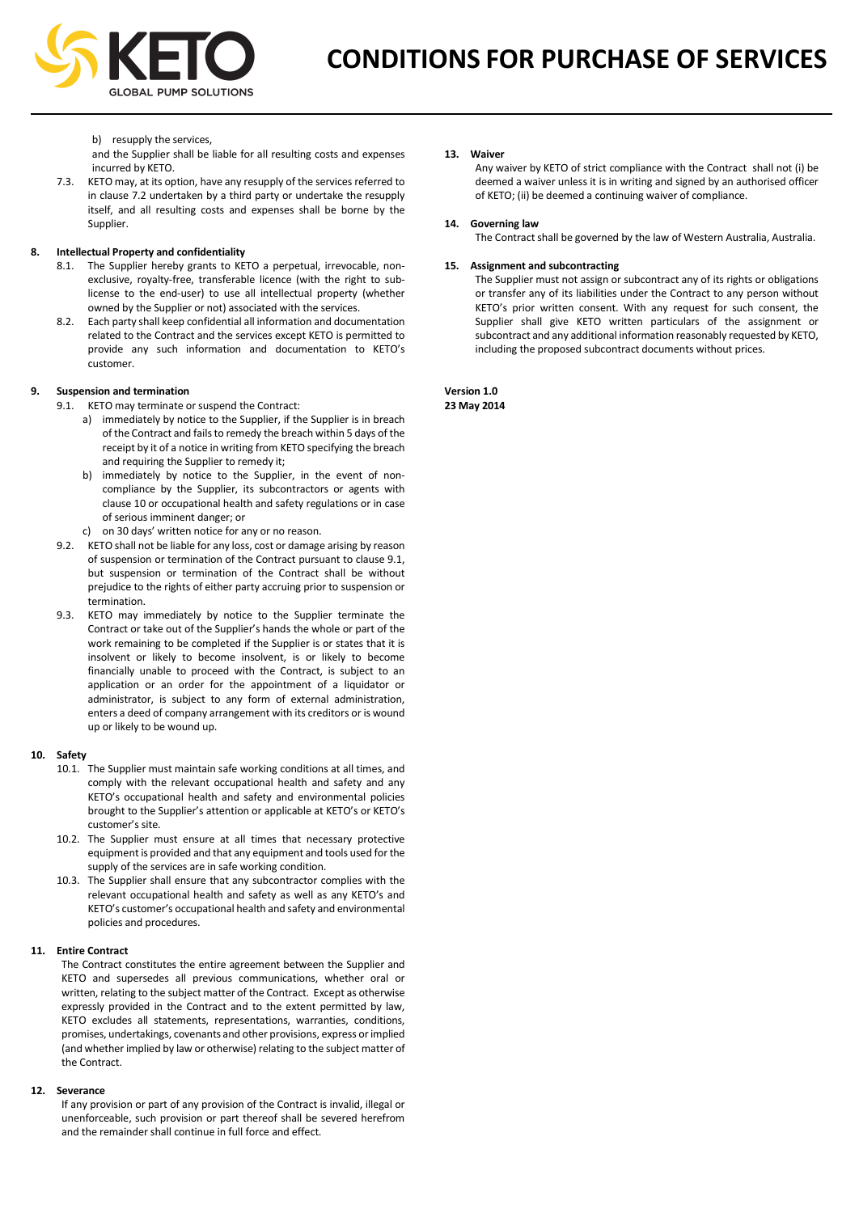b) resupply the services,

and the Supplier shall be liable for all resulting costs and expenses incurred by KETO.

7.3. KETO may, at its option, have any resupply of the services referred to in clause 7.2 undertaken by a third party or undertake the resupply itself, and all resulting costs and expenses shall be borne by the Supplier.

**8. Intellectual Property and confidentiality**

8.1. The Supplier hereby grants to KETO a perpetual, irrevocable, non-exclusive, royalty-free, transferable licence (with the right to sub-license to the end-user) to use all intellectual property (whether owned by the Supplier or not) associated with the services.

8.2. Each party shall keep confidential all information and documentation related to the Contract and the services except KETO is permitted to provide any such information and documentation to KETO's customer.

**9. Suspension and termination**

9.1. KETO may terminate or suspend the Contract:

a) immediately by notice to the Supplier, if the Supplier is in breach of the Contract and fails to remedy the breach within 5 days of the receipt by it of a notice in writing from KETO specifying the breach and requiring the Supplier to remedy it;

b) immediately by notice to the Supplier, in the event of non-compliance by the Supplier, its subcontractors or agents with clause 10 or occupational health and safety regulations or in case of serious imminent danger; or

c) on 30 days' written notice for any or no reason.

9.2. KETO shall not be liable for any loss, cost or damage arising by reason of suspension or termination of the Contract pursuant to clause 9.1, but suspension or termination of the Contract shall be without prejudice to the rights of either party accruing prior to suspension or termination.

9.3. KETO may immediately by notice to the Supplier terminate the Contract or take out of the Supplier's hands the whole or part of the work remaining to be completed if the Supplier is or states that it is insolvent or likely to become insolvent, is or likely to become financially unable to proceed with the Contract, is subject to an application or an order for the appointment of a liquidator or administrator, is subject to any form of external administration, enters a deed of company arrangement with its creditors or is wound up or likely to be wound up.

**10. Safety**

10.1. The Supplier must maintain safe working conditions at all times, and comply with the relevant occupational health and safety and any KETO's occupational health and safety and environmental policies brought to the Supplier's attention or applicable at KETO's or KETO's customer's site.

10.2. The Supplier must ensure at all times that necessary protective equipment is provided and that any equipment and tools used for the supply of the services are in safe working condition.

10.3. The Supplier shall ensure that any subcontractor complies with the relevant occupational health and safety as well as any KETO's and KETO's customer's occupational health and safety and environmental policies and procedures.

**11. Entire Contract**

The Contract constitutes the entire agreement between the Supplier and KETO and supersedes all previous communications, whether oral or written, relating to the subject matter of the Contract. Except as otherwise expressly provided in the Contract and to the extent permitted by law, KETO excludes all statements, representations, warranties, conditions, promises, undertakings, covenants and other provisions, express or implied (and whether implied by law or otherwise) relating to the subject matter of the Contract.

**12. Severance**

If any provision or part of any provision of the Contract is invalid, illegal or unenforceable, such provision or part thereof shall be severed herefrom and the remainder shall continue in full force and effect.

**13. Waiver**

Any waiver by KETO of strict compliance with the Contract shall not (i) be deemed a waiver unless it is in writing and signed by an authorised officer of KETO; (ii) be deemed a continuing waiver of compliance.

**14. Governing law**

The Contract shall be governed by the law of Western Australia, Australia.

**15. Assignment and subcontracting**

The Supplier must not assign or subcontract any of its rights or obligations or transfer any of its liabilities under the Contract to any person without KETO's prior written consent. With any request for such consent, the Supplier shall give KETO written particulars of the assignment or subcontract and any additional information reasonably requested by KETO, including the proposed subcontract documents without prices.

**Version 1.0**
**23 May 2014**